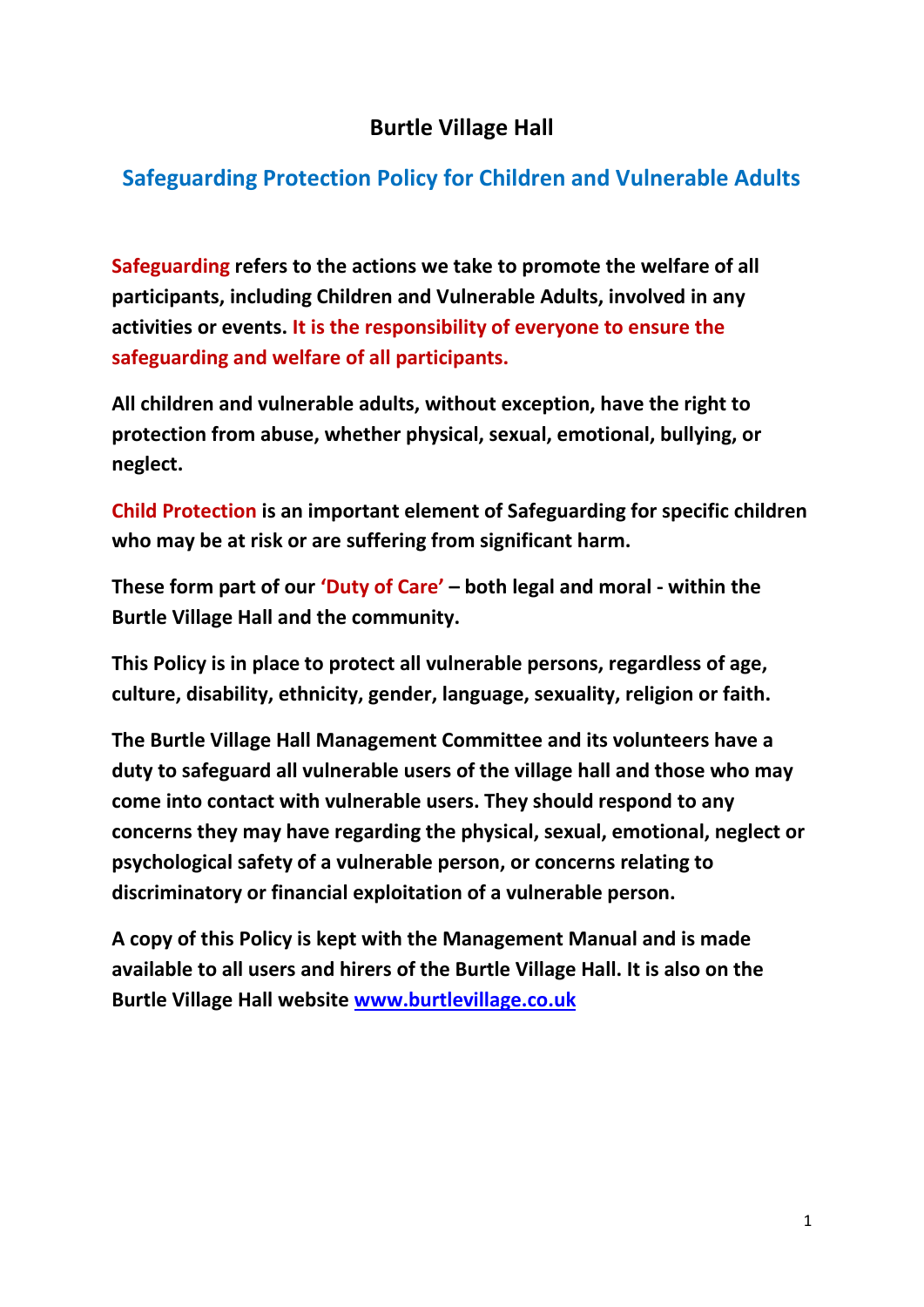# Burtle Village Hall

## Safeguarding Protection Policy for Children and Vulnerable Adults

**Safeguarding refers to the actions we take to promote the welfare of all participants, including Children and Vulnerable Adults, involved in any activities or events. It is the responsibility of everyone to ensure the safeguarding and welfare of all participants.**

**All children and vulnerable adults, without exception, have the right to protection from abuse, whether physical, sexual, emotional, bullying, or neglect.**

**Child Protection is an important element of Safeguarding for specific children who may be at risk or are suffering from significant harm.**

**These form part of our 'Duty of Care' – both legal and moral - within the Burtle Village Hall and the community.**

**This Policy is in place to protect all vulnerable persons, regardless of age, culture, disability, ethnicity, gender, language, sexuality, religion or faith.**

**The Burtle Village Hall Management Committee and its volunteers have a duty to safeguard all vulnerable users of the village hall and those who may come into contact with vulnerable users. They should respond to any concerns they may have regarding the physical, sexual, emotional, neglect or psychological safety of a vulnerable person, or concerns relating to discriminatory or financial exploitation of a vulnerable person.**

**A copy of this Policy is kept with the Management Manual and is made available to all users and hirers of the Burtle Village Hall. It is also on the Burtle Village Hall website [www.burtlevillage.co.uk](http://www.burtlevillage.co.uk)**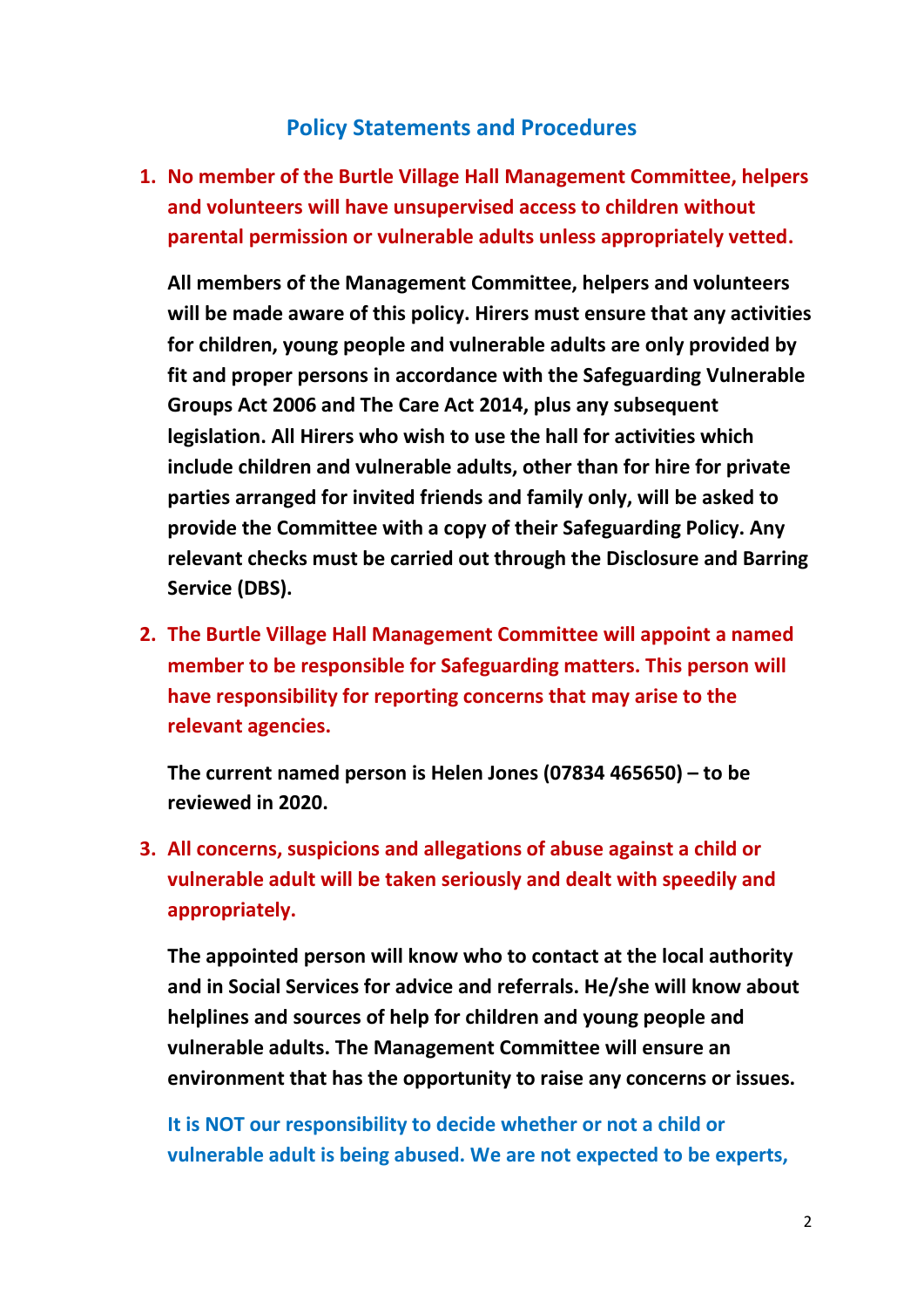## Policy Statements and Procedures

1. **No member of the Burtle Village Hall Management Committee, helpers and volunteers will have unsupervised access to children without parental permission or vulnerable adults unless appropriately vetted.**

   **All members of the Management Committee, helpers and volunteers will be made aware of this policy. Hirers must ensure that any activities for children, young people and vulnerable adults are only provided by fit and proper persons in accordance with the Safeguarding Vulnerable Groups Act 2006 and The Care Act 2014, plus any subsequent legislation. All Hirers who wish to use the hall for activities which include children and vulnerable adults, other than for hire for private parties arranged for invited friends and family only, will be asked to provide the Committee with a copy of their Safeguarding Policy. Any relevant checks must be carried out through the Disclosure and Barring Service (DBS).**

2. **The Burtle Village Hall Management Committee will appoint a named member to be responsible for Safeguarding matters. This person will have responsibility for reporting concerns that may arise to the relevant agencies.**

   **The current named person is Helen Jones (07834 465650) – to be reviewed in 2020.**

3. **All concerns, suspicions and allegations of abuse against a child or vulnerable adult will be taken seriously and dealt with speedily and appropriately.**

   **The appointed person will know who to contact at the local authority and in Social Services for advice and referrals. He/she will know about helplines and sources of help for children and young people and vulnerable adults. The Management Committee will ensure an environment that has the opportunity to raise any concerns or issues.**

   **It is NOT our responsibility to decide whether or not a child or vulnerable adult is being abused. We are not expected to be experts,**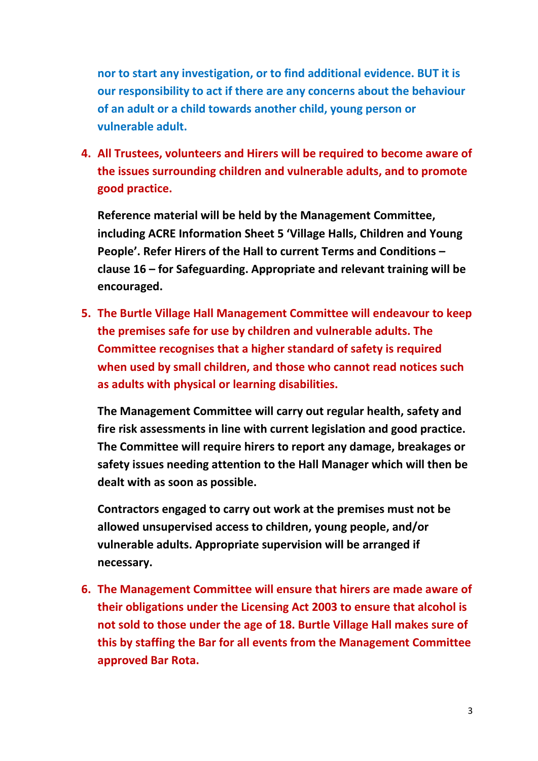**nor to start any investigation, or to find additional evidence. BUT it is our responsibility to act if there are any concerns about the behaviour of an adult or a child towards another child, young person or vulnerable adult.**

4. **All Trustees, volunteers and Hirers will be required to become aware of the issues surrounding children and vulnerable adults, and to promote good practice.**

   **Reference material will be held by the Management Committee, including ACRE Information Sheet 5 'Village Halls, Children and Young People'. Refer Hirers of the Hall to current Terms and Conditions – clause 16 – for Safeguarding. Appropriate and relevant training will be encouraged.**

5. **The Burtle Village Hall Management Committee will endeavour to keep the premises safe for use by children and vulnerable adults. The Committee recognises that a higher standard of safety is required when used by small children, and those who cannot read notices such as adults with physical or learning disabilities.**

   **The Management Committee will carry out regular health, safety and fire risk assessments in line with current legislation and good practice. The Committee will require hirers to report any damage, breakages or safety issues needing attention to the Hall Manager which will then be dealt with as soon as possible.**

   **Contractors engaged to carry out work at the premises must not be allowed unsupervised access to children, young people, and/or vulnerable adults. Appropriate supervision will be arranged if necessary.**

6. **The Management Committee will ensure that hirers are made aware of their obligations under the Licensing Act 2003 to ensure that alcohol is not sold to those under the age of 18. Burtle Village Hall makes sure of this by staffing the Bar for all events from the Management Committee approved Bar Rota.**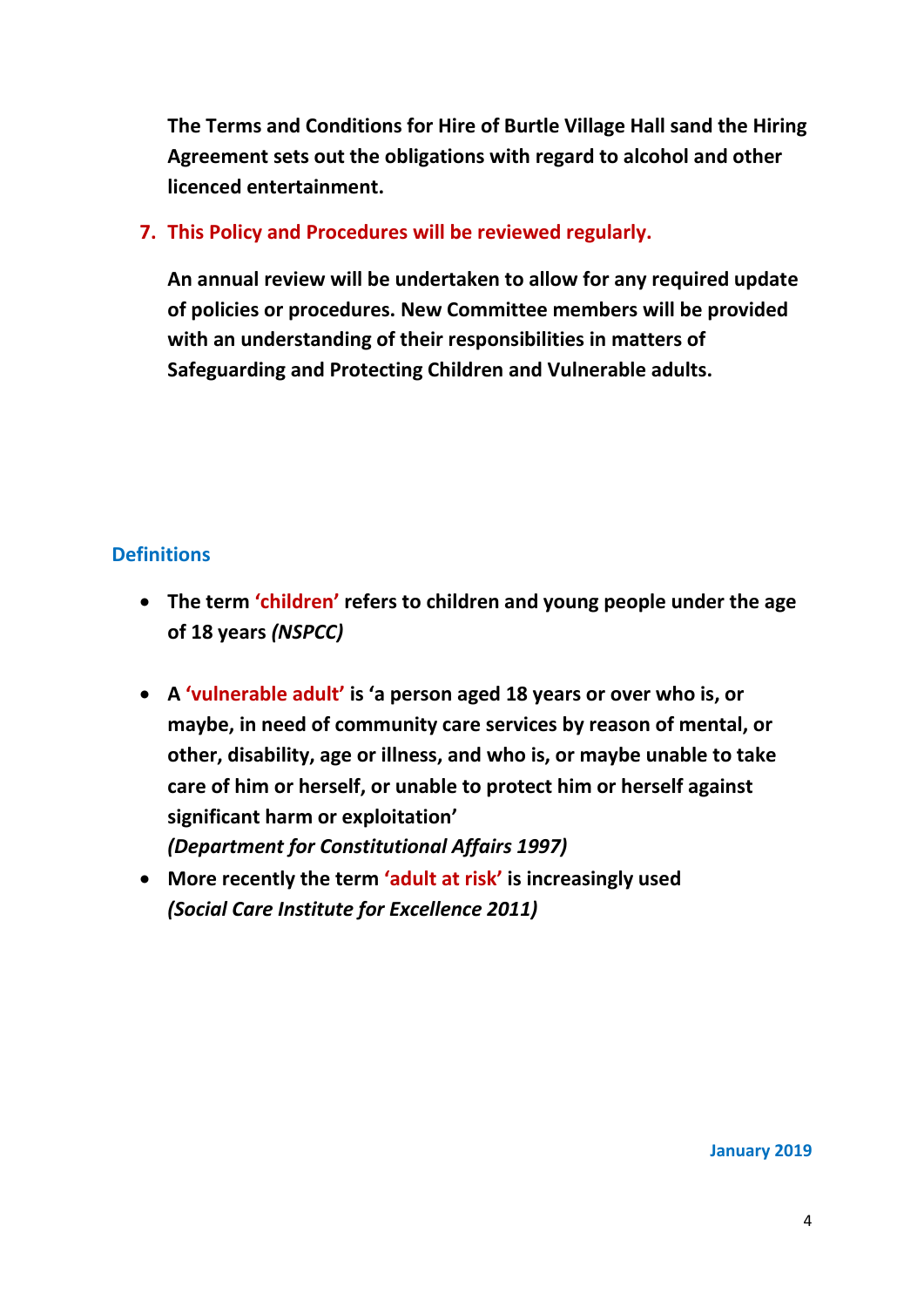**The Terms and Conditions for Hire of Burtle Village Hall sand the Hiring Agreement sets out the obligations with regard to alcohol and other licenced entertainment.**

7. **This Policy and Procedures will be reviewed regularly.**

   **An annual review will be undertaken to allow for any required update of policies or procedures. New Committee members will be provided with an understanding of their responsibilities in matters of Safeguarding and Protecting Children and Vulnerable adults.**

## Definitions

- **The term 'children' refers to children and young people under the age of 18 years *(NSPCC)***
- **A 'vulnerable adult' is 'a person aged 18 years or over who is, or maybe, in need of community care services by reason of mental, or other, disability, age or illness, and who is, or maybe unable to take care of him or herself, or unable to protect him or herself against significant harm or exploitation'**
  ***(Department for Constitutional Affairs 1997)***
- **More recently the term 'adult at risk' is increasingly used**
  ***(Social Care Institute for Excellence 2011)***

**January 2019**